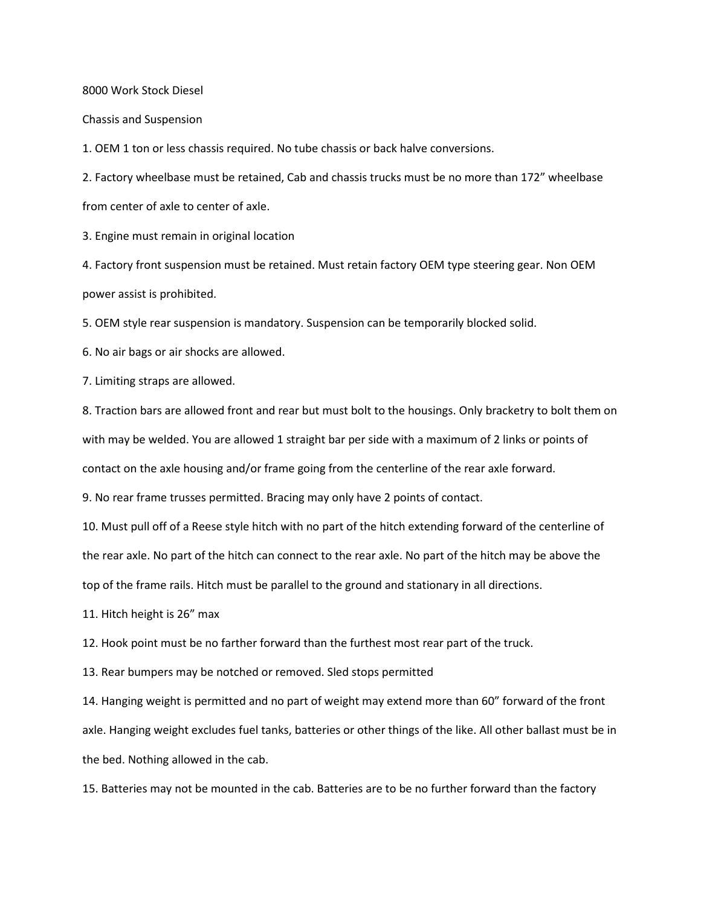# 8000 Work Stock Diesel

## Chassis and Suspension

1. OEM 1 ton or less chassis required. No tube chassis or back halve conversions.
2. Factory wheelbase must be retained, Cab and chassis trucks must be no more than 172" wheelbase from center of axle to center of axle.
3. Engine must remain in original location
4. Factory front suspension must be retained. Must retain factory OEM type steering gear. Non OEM power assist is prohibited.
5. OEM style rear suspension is mandatory. Suspension can be temporarily blocked solid.
6. No air bags or air shocks are allowed.
7. Limiting straps are allowed.
8. Traction bars are allowed front and rear but must bolt to the housings. Only bracketry to bolt them on with may be welded. You are allowed 1 straight bar per side with a maximum of 2 links or points of contact on the axle housing and/or frame going from the centerline of the rear axle forward.
9. No rear frame trusses permitted. Bracing may only have 2 points of contact.
10. Must pull off of a Reese style hitch with no part of the hitch extending forward of the centerline of the rear axle. No part of the hitch can connect to the rear axle. No part of the hitch may be above the top of the frame rails. Hitch must be parallel to the ground and stationary in all directions.
11. Hitch height is 26" max
12. Hook point must be no farther forward than the furthest most rear part of the truck.
13. Rear bumpers may be notched or removed. Sled stops permitted
14. Hanging weight is permitted and no part of weight may extend more than 60" forward of the front axle. Hanging weight excludes fuel tanks, batteries or other things of the like. All other ballast must be in the bed. Nothing allowed in the cab.
15. Batteries may not be mounted in the cab. Batteries are to be no further forward than the factory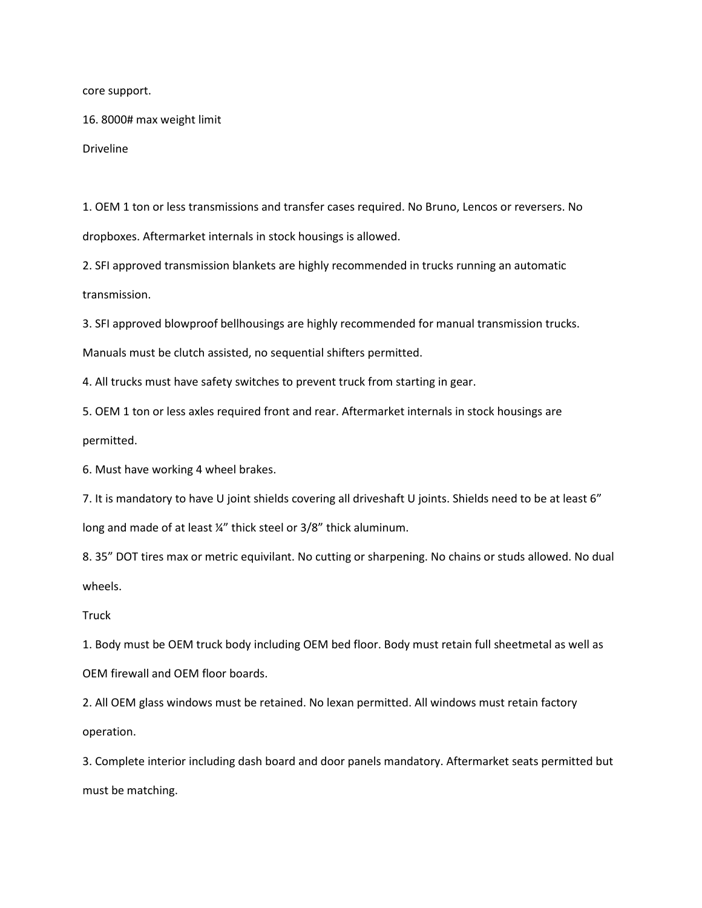core support.

16. 8000# max weight limit

Driveline

1. OEM 1 ton or less transmissions and transfer cases required. No Bruno, Lencos or reversers. No dropboxes. Aftermarket internals in stock housings is allowed.
2. SFI approved transmission blankets are highly recommended in trucks running an automatic transmission.
3. SFI approved blowproof bellhousings are highly recommended for manual transmission trucks. Manuals must be clutch assisted, no sequential shifters permitted.
4. All trucks must have safety switches to prevent truck from starting in gear.
5. OEM 1 ton or less axles required front and rear. Aftermarket internals in stock housings are permitted.
6. Must have working 4 wheel brakes.
7. It is mandatory to have U joint shields covering all driveshaft U joints. Shields need to be at least 6" long and made of at least ¼" thick steel or 3/8" thick aluminum.
8. 35" DOT tires max or metric equivilant. No cutting or sharpening. No chains or studs allowed. No dual wheels.

Truck

1. Body must be OEM truck body including OEM bed floor. Body must retain full sheetmetal as well as OEM firewall and OEM floor boards.
2. All OEM glass windows must be retained. No lexan permitted. All windows must retain factory operation.
3. Complete interior including dash board and door panels mandatory. Aftermarket seats permitted but must be matching.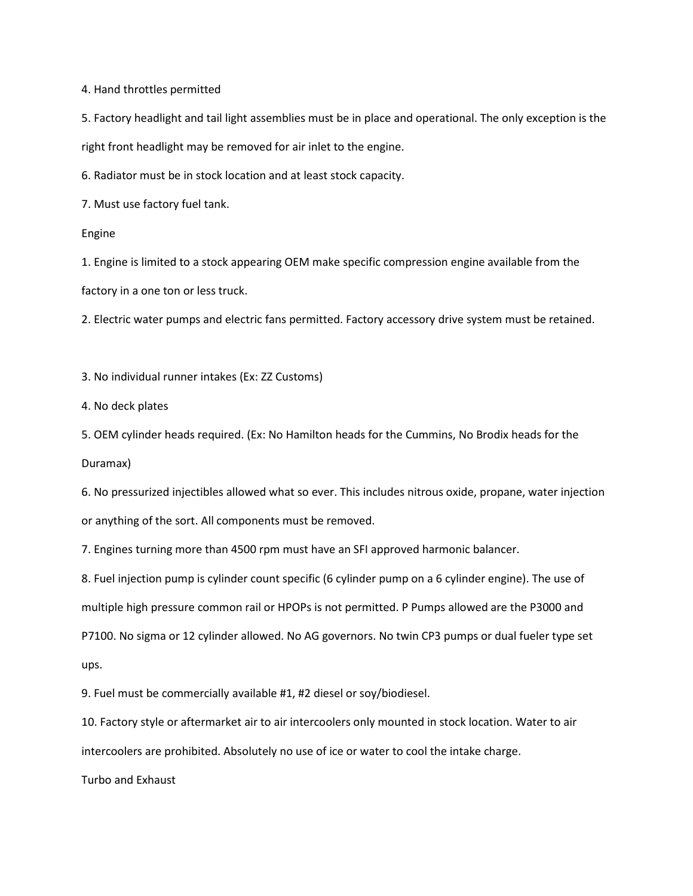4. Hand throttles permitted

5. Factory headlight and tail light assemblies must be in place and operational. The only exception is the right front headlight may be removed for air inlet to the engine.

6. Radiator must be in stock location and at least stock capacity.

7. Must use factory fuel tank.

## Engine

1. Engine is limited to a stock appearing OEM make specific compression engine available from the factory in a one ton or less truck.

2. Electric water pumps and electric fans permitted. Factory accessory drive system must be retained.

3. No individual runner intakes (Ex: ZZ Customs)

4. No deck plates

5. OEM cylinder heads required. (Ex: No Hamilton heads for the Cummins, No Brodix heads for the Duramax)

6. No pressurized injectibles allowed what so ever. This includes nitrous oxide, propane, water injection or anything of the sort. All components must be removed.

7. Engines turning more than 4500 rpm must have an SFI approved harmonic balancer.

8. Fuel injection pump is cylinder count specific (6 cylinder pump on a 6 cylinder engine). The use of multiple high pressure common rail or HPOPs is not permitted. P Pumps allowed are the P3000 and P7100. No sigma or 12 cylinder allowed. No AG governors. No twin CP3 pumps or dual fueler type set ups.

9. Fuel must be commercially available #1, #2 diesel or soy/biodiesel.

10. Factory style or aftermarket air to air intercoolers only mounted in stock location. Water to air intercoolers are prohibited. Absolutely no use of ice or water to cool the intake charge.

## Turbo and Exhaust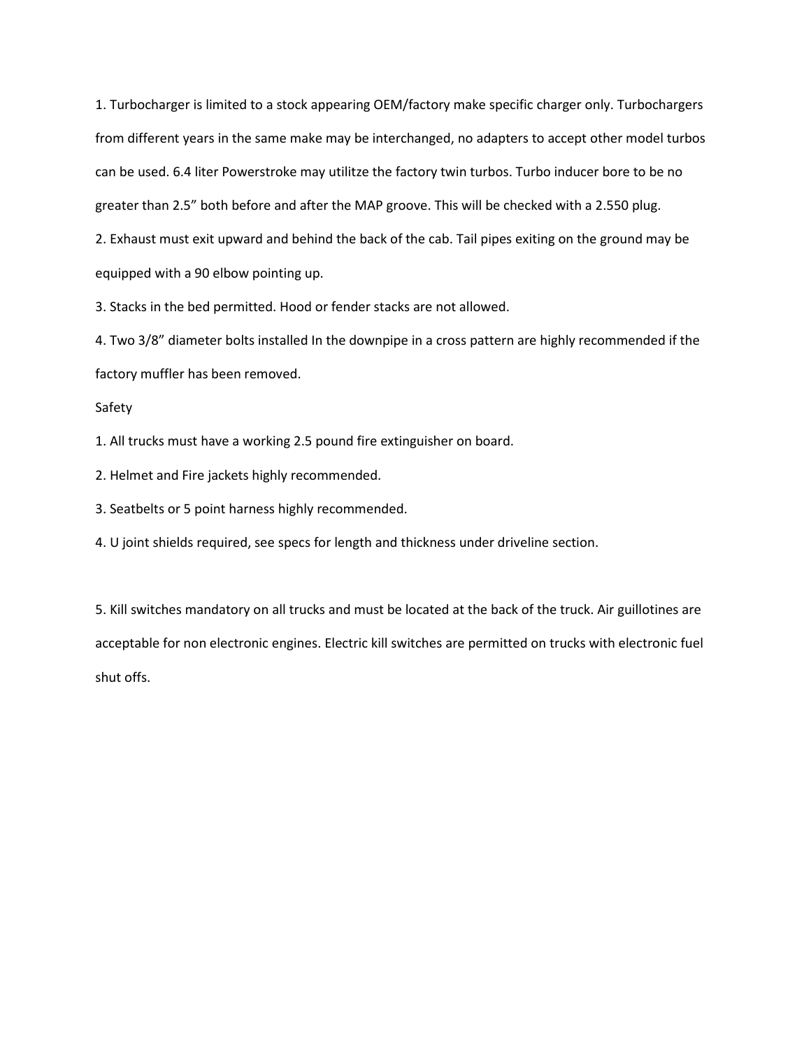1. Turbocharger is limited to a stock appearing OEM/factory make specific charger only. Turbochargers from different years in the same make may be interchanged, no adapters to accept other model turbos can be used. 6.4 liter Powerstroke may utilitze the factory twin turbos. Turbo inducer bore to be no greater than 2.5” both before and after the MAP groove. This will be checked with a 2.550 plug.

2. Exhaust must exit upward and behind the back of the cab. Tail pipes exiting on the ground may be equipped with a 90 elbow pointing up.

3. Stacks in the bed permitted. Hood or fender stacks are not allowed.

4. Two 3/8” diameter bolts installed In the downpipe in a cross pattern are highly recommended if the factory muffler has been removed.

Safety

1. All trucks must have a working 2.5 pound fire extinguisher on board.

2. Helmet and Fire jackets highly recommended.

3. Seatbelts or 5 point harness highly recommended.

4. U joint shields required, see specs for length and thickness under driveline section.

5. Kill switches mandatory on all trucks and must be located at the back of the truck. Air guillotines are acceptable for non electronic engines. Electric kill switches are permitted on trucks with electronic fuel shut offs.